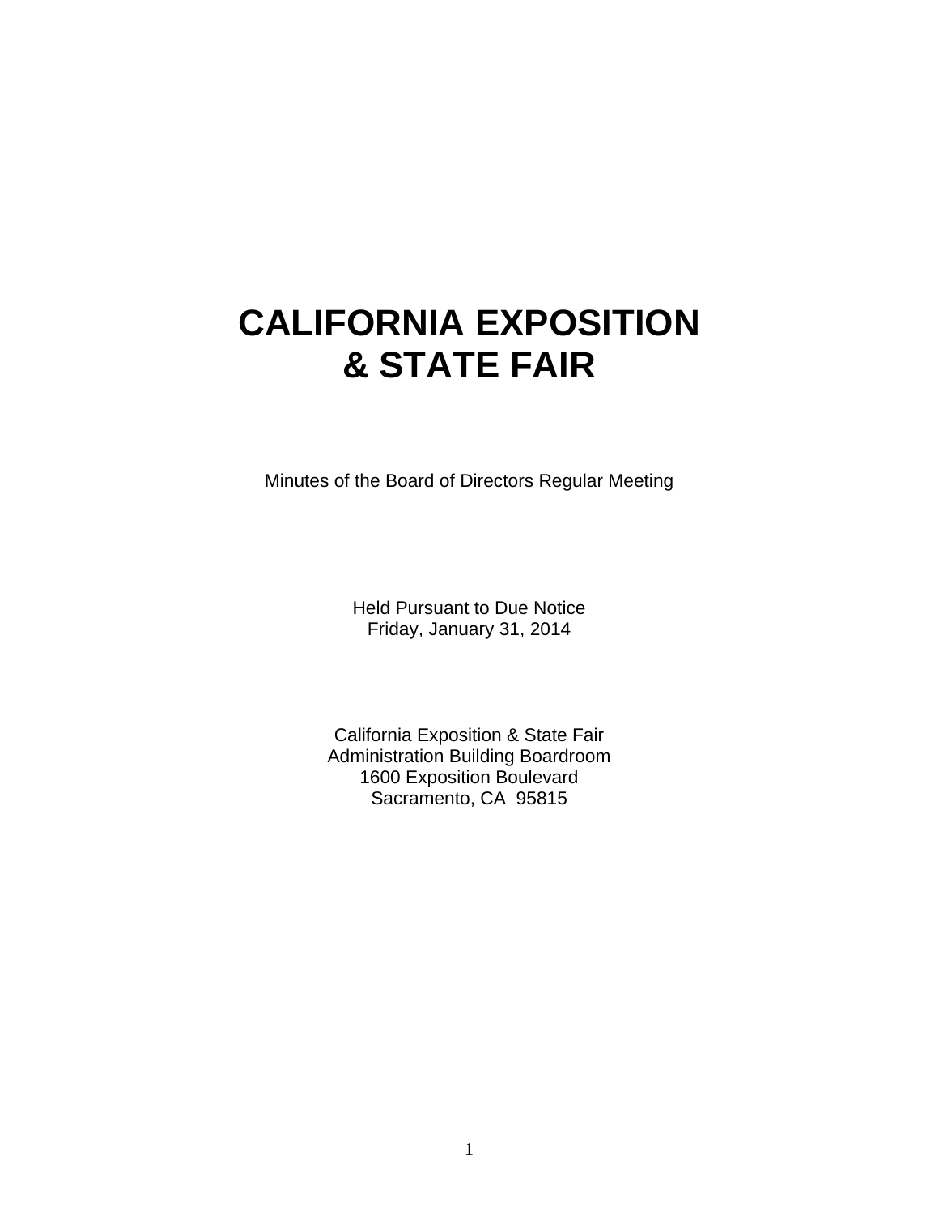# CALIFORNIA EXPOSITION & STATE FAIR

Minutes of the Board of Directors Regular Meeting

Held Pursuant to Due Notice
Friday, January 31, 2014

California Exposition & State Fair
Administration Building Boardroom
1600 Exposition Boulevard
Sacramento, CA 95815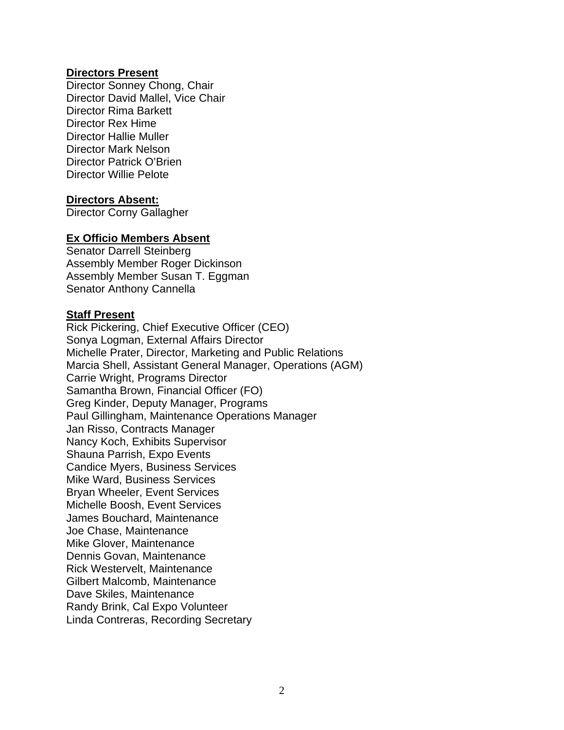**Directors Present**

Director Sonney Chong, Chair
Director David Mallel, Vice Chair
Director Rima Barkett
Director Rex Hime
Director Hallie Muller
Director Mark Nelson
Director Patrick O'Brien
Director Willie Pelote

**Directors Absent:**

Director Corny Gallagher

**Ex Officio Members Absent**

Senator Darrell Steinberg
Assembly Member Roger Dickinson
Assembly Member Susan T. Eggman
Senator Anthony Cannella

**Staff Present**

Rick Pickering, Chief Executive Officer (CEO)
Sonya Logman, External Affairs Director
Michelle Prater, Director, Marketing and Public Relations
Marcia Shell, Assistant General Manager, Operations (AGM)
Carrie Wright, Programs Director
Samantha Brown, Financial Officer (FO)
Greg Kinder, Deputy Manager, Programs
Paul Gillingham, Maintenance Operations Manager
Jan Risso, Contracts Manager
Nancy Koch, Exhibits Supervisor
Shauna Parrish, Expo Events
Candice Myers, Business Services
Mike Ward, Business Services
Bryan Wheeler, Event Services
Michelle Boosh, Event Services
James Bouchard, Maintenance
Joe Chase, Maintenance
Mike Glover, Maintenance
Dennis Govan, Maintenance
Rick Westervelt, Maintenance
Gilbert Malcomb, Maintenance
Dave Skiles, Maintenance
Randy Brink, Cal Expo Volunteer
Linda Contreras, Recording Secretary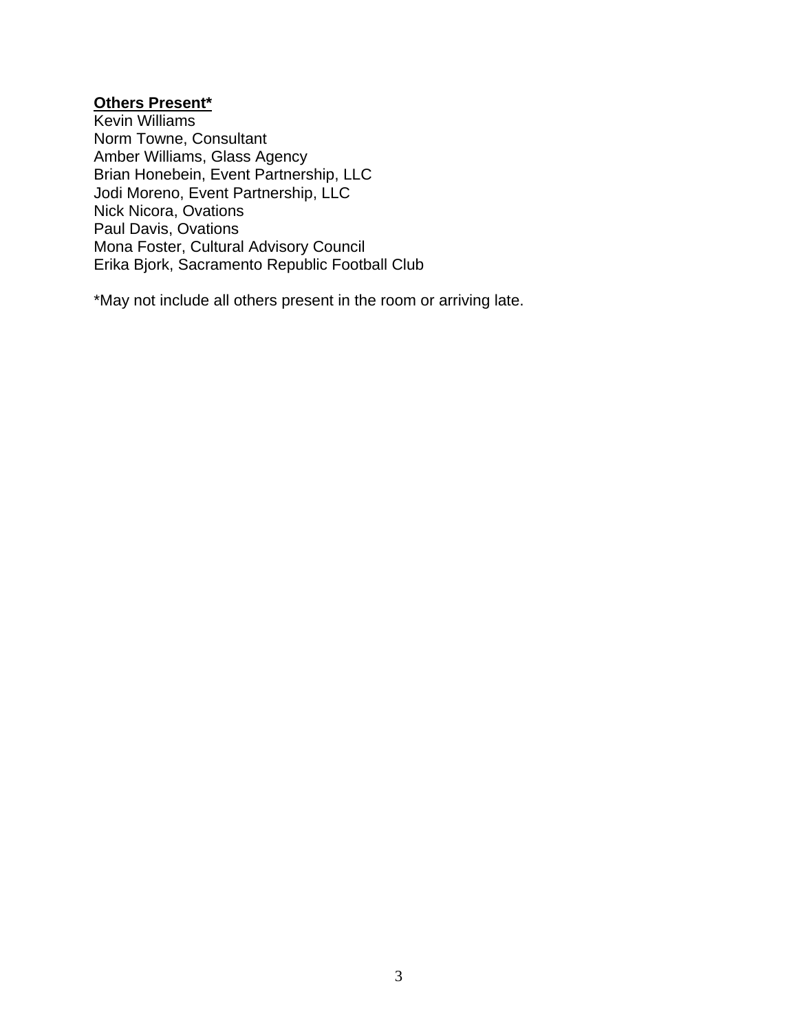**<u>Others Present*</u>**
Kevin Williams
Norm Towne, Consultant
Amber Williams, Glass Agency
Brian Honebein, Event Partnership, LLC
Jodi Moreno, Event Partnership, LLC
Nick Nicora, Ovations
Paul Davis, Ovations
Mona Foster, Cultural Advisory Council
Erika Bjork, Sacramento Republic Football Club

*May not include all others present in the room or arriving late.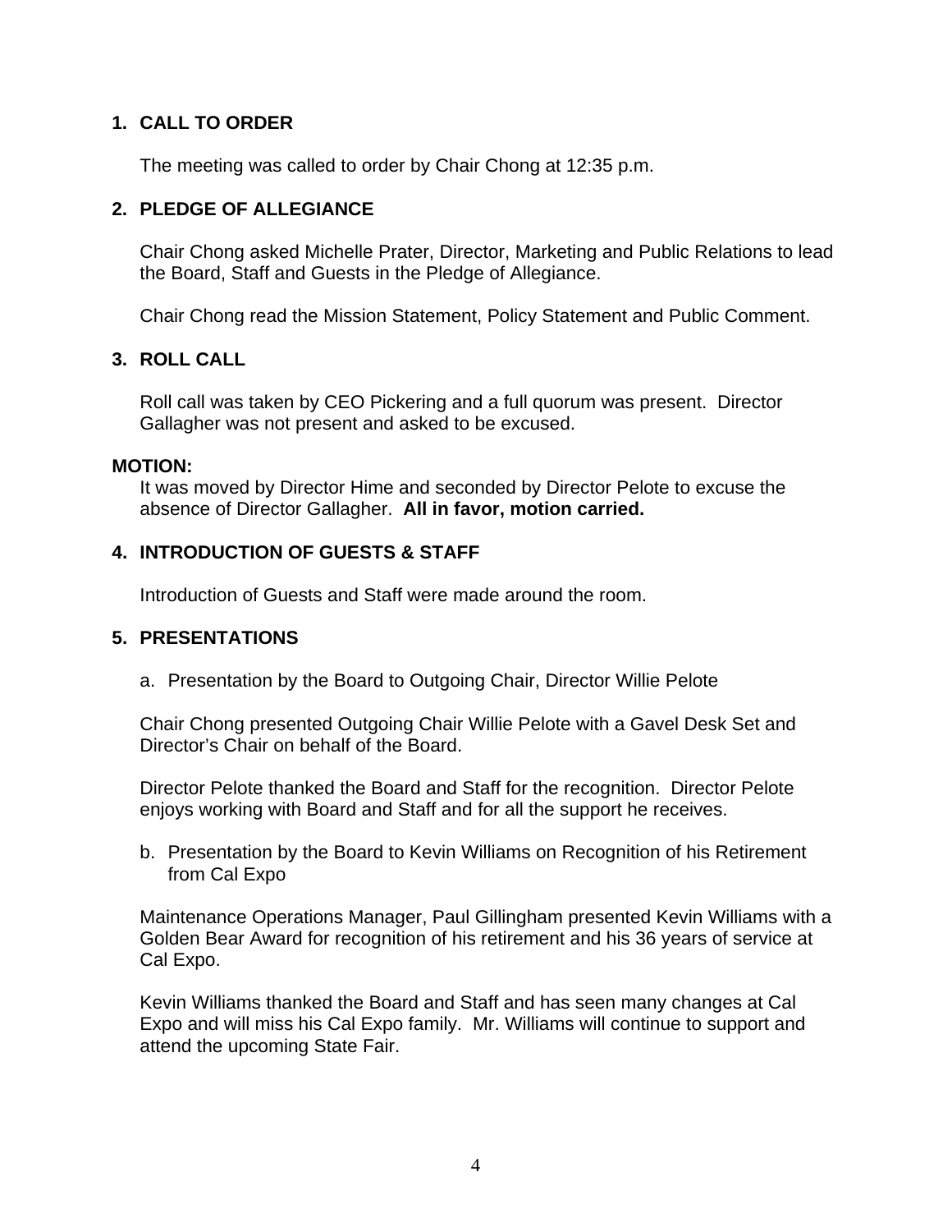## 1. CALL TO ORDER

The meeting was called to order by Chair Chong at 12:35 p.m.

## 2. PLEDGE OF ALLEGIANCE

Chair Chong asked Michelle Prater, Director, Marketing and Public Relations to lead the Board, Staff and Guests in the Pledge of Allegiance.

Chair Chong read the Mission Statement, Policy Statement and Public Comment.

## 3. ROLL CALL

Roll call was taken by CEO Pickering and a full quorum was present. Director Gallagher was not present and asked to be excused.

**MOTION:**

It was moved by Director Hime and seconded by Director Pelote to excuse the absence of Director Gallagher. **All in favor, motion carried.**

## 4. INTRODUCTION OF GUESTS & STAFF

Introduction of Guests and Staff were made around the room.

## 5. PRESENTATIONS

a. Presentation by the Board to Outgoing Chair, Director Willie Pelote

Chair Chong presented Outgoing Chair Willie Pelote with a Gavel Desk Set and Director's Chair on behalf of the Board.

Director Pelote thanked the Board and Staff for the recognition. Director Pelote enjoys working with Board and Staff and for all the support he receives.

b. Presentation by the Board to Kevin Williams on Recognition of his Retirement from Cal Expo

Maintenance Operations Manager, Paul Gillingham presented Kevin Williams with a Golden Bear Award for recognition of his retirement and his 36 years of service at Cal Expo.

Kevin Williams thanked the Board and Staff and has seen many changes at Cal Expo and will miss his Cal Expo family. Mr. Williams will continue to support and attend the upcoming State Fair.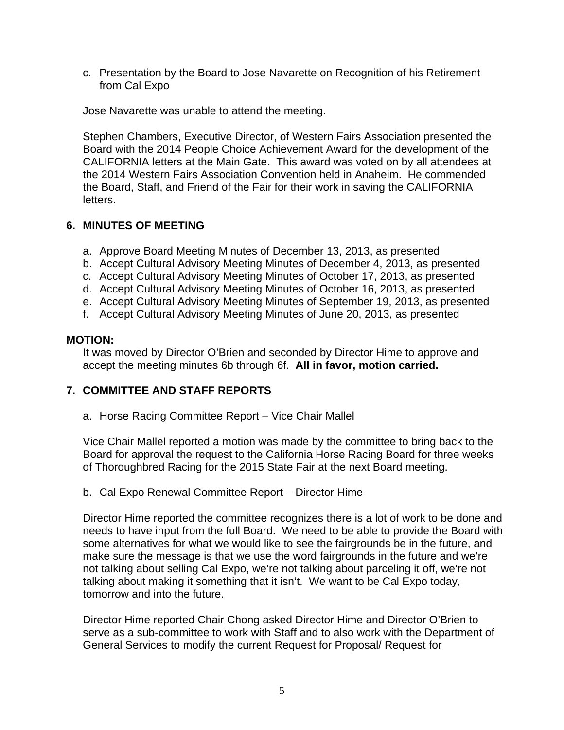c. Presentation by the Board to Jose Navarette on Recognition of his Retirement from Cal Expo

Jose Navarette was unable to attend the meeting.

Stephen Chambers, Executive Director, of Western Fairs Association presented the Board with the 2014 People Choice Achievement Award for the development of the CALIFORNIA letters at the Main Gate. This award was voted on by all attendees at the 2014 Western Fairs Association Convention held in Anaheim. He commended the Board, Staff, and Friend of the Fair for their work in saving the CALIFORNIA letters.

## 6. MINUTES OF MEETING

a. Approve Board Meeting Minutes of December 13, 2013, as presented
b. Accept Cultural Advisory Meeting Minutes of December 4, 2013, as presented
c. Accept Cultural Advisory Meeting Minutes of October 17, 2013, as presented
d. Accept Cultural Advisory Meeting Minutes of October 16, 2013, as presented
e. Accept Cultural Advisory Meeting Minutes of September 19, 2013, as presented
f. Accept Cultural Advisory Meeting Minutes of June 20, 2013, as presented

**MOTION:**

It was moved by Director O'Brien and seconded by Director Hime to approve and accept the meeting minutes 6b through 6f. **All in favor, motion carried.**

## 7. COMMITTEE AND STAFF REPORTS

a. Horse Racing Committee Report – Vice Chair Mallel

Vice Chair Mallel reported a motion was made by the committee to bring back to the Board for approval the request to the California Horse Racing Board for three weeks of Thoroughbred Racing for the 2015 State Fair at the next Board meeting.

b. Cal Expo Renewal Committee Report – Director Hime

Director Hime reported the committee recognizes there is a lot of work to be done and needs to have input from the full Board. We need to be able to provide the Board with some alternatives for what we would like to see the fairgrounds be in the future, and make sure the message is that we use the word fairgrounds in the future and we're not talking about selling Cal Expo, we're not talking about parceling it off, we're not talking about making it something that it isn't. We want to be Cal Expo today, tomorrow and into the future.

Director Hime reported Chair Chong asked Director Hime and Director O'Brien to serve as a sub-committee to work with Staff and to also work with the Department of General Services to modify the current Request for Proposal/ Request for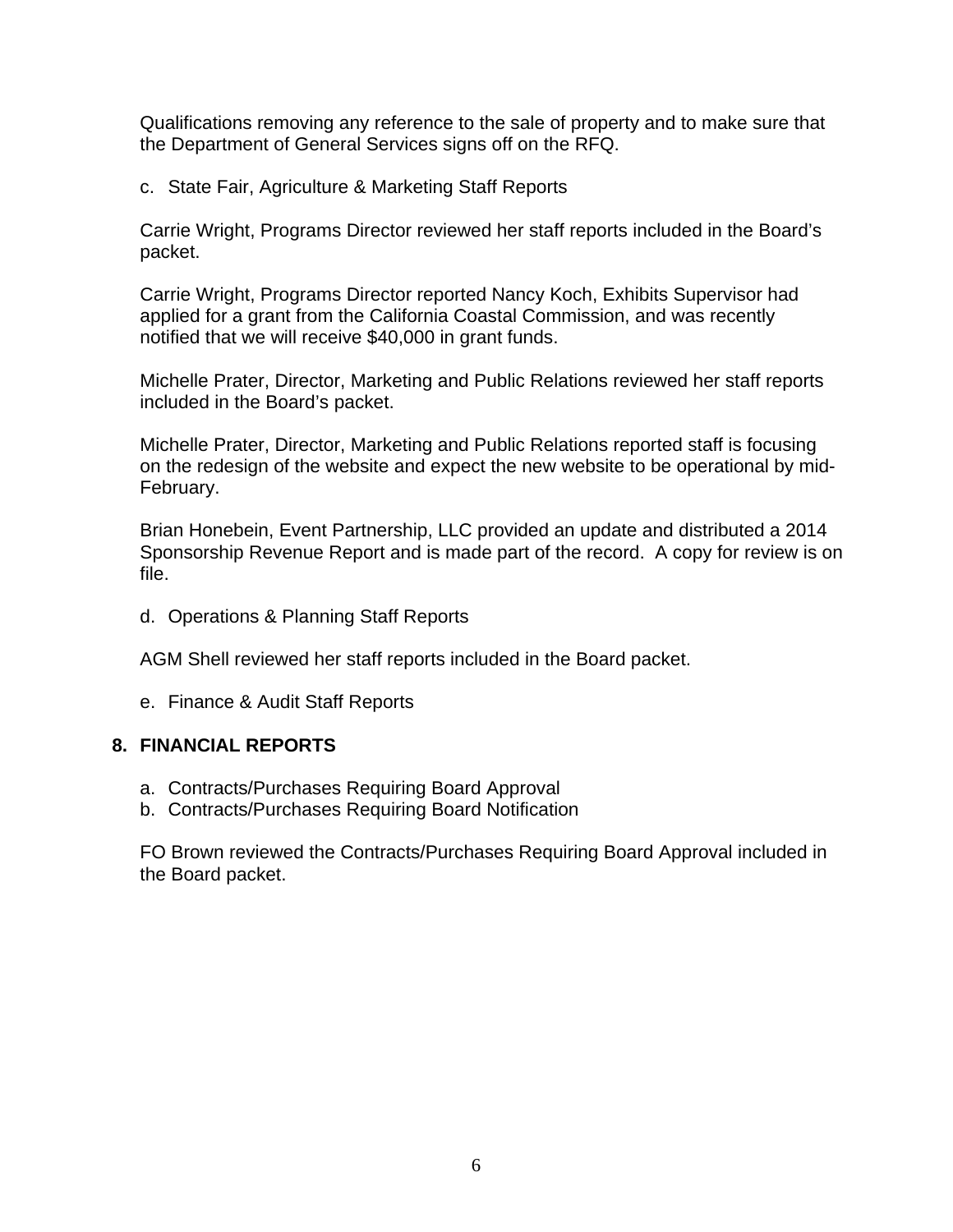Qualifications removing any reference to the sale of property and to make sure that the Department of General Services signs off on the RFQ.

c. State Fair, Agriculture & Marketing Staff Reports

Carrie Wright, Programs Director reviewed her staff reports included in the Board's packet.

Carrie Wright, Programs Director reported Nancy Koch, Exhibits Supervisor had applied for a grant from the California Coastal Commission, and was recently notified that we will receive $40,000 in grant funds.

Michelle Prater, Director, Marketing and Public Relations reviewed her staff reports included in the Board's packet.

Michelle Prater, Director, Marketing and Public Relations reported staff is focusing on the redesign of the website and expect the new website to be operational by mid-February.

Brian Honebein, Event Partnership, LLC provided an update and distributed a 2014 Sponsorship Revenue Report and is made part of the record. A copy for review is on file.

d. Operations & Planning Staff Reports

AGM Shell reviewed her staff reports included in the Board packet.

e. Finance & Audit Staff Reports

## 8. FINANCIAL REPORTS

a. Contracts/Purchases Requiring Board Approval
b. Contracts/Purchases Requiring Board Notification

FO Brown reviewed the Contracts/Purchases Requiring Board Approval included in the Board packet.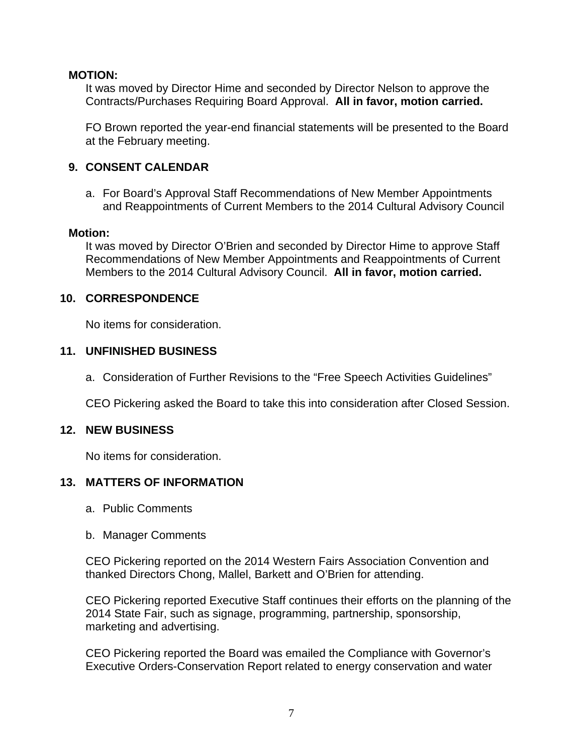**MOTION:**

It was moved by Director Hime and seconded by Director Nelson to approve the Contracts/Purchases Requiring Board Approval. **All in favor, motion carried.**

FO Brown reported the year-end financial statements will be presented to the Board at the February meeting.

## 9. CONSENT CALENDAR

a. For Board's Approval Staff Recommendations of New Member Appointments and Reappointments of Current Members to the 2014 Cultural Advisory Council

**Motion:**

It was moved by Director O'Brien and seconded by Director Hime to approve Staff Recommendations of New Member Appointments and Reappointments of Current Members to the 2014 Cultural Advisory Council. **All in favor, motion carried.**

## 10. CORRESPONDENCE

No items for consideration.

## 11. UNFINISHED BUSINESS

a. Consideration of Further Revisions to the "Free Speech Activities Guidelines"

CEO Pickering asked the Board to take this into consideration after Closed Session.

## 12. NEW BUSINESS

No items for consideration.

## 13. MATTERS OF INFORMATION

a. Public Comments

b. Manager Comments

CEO Pickering reported on the 2014 Western Fairs Association Convention and thanked Directors Chong, Mallel, Barkett and O'Brien for attending.

CEO Pickering reported Executive Staff continues their efforts on the planning of the 2014 State Fair, such as signage, programming, partnership, sponsorship, marketing and advertising.

CEO Pickering reported the Board was emailed the Compliance with Governor's Executive Orders-Conservation Report related to energy conservation and water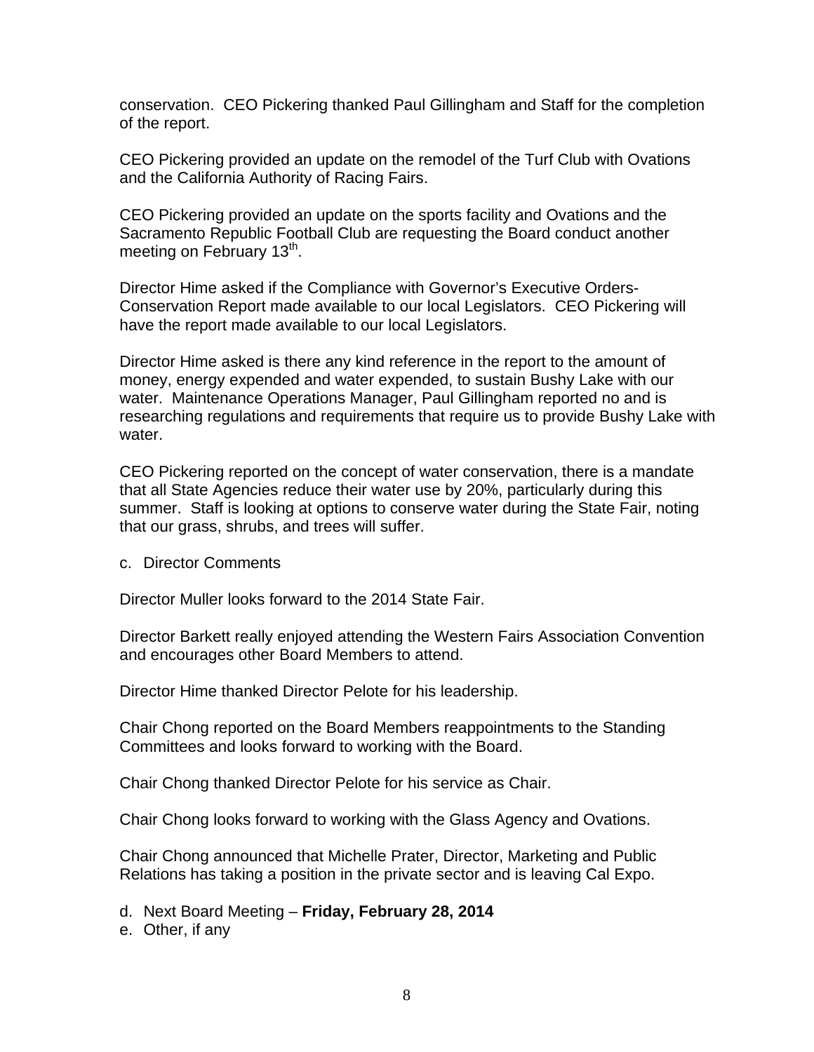conservation. CEO Pickering thanked Paul Gillingham and Staff for the completion of the report.

CEO Pickering provided an update on the remodel of the Turf Club with Ovations and the California Authority of Racing Fairs.

CEO Pickering provided an update on the sports facility and Ovations and the Sacramento Republic Football Club are requesting the Board conduct another meeting on February 13th.

Director Hime asked if the Compliance with Governor's Executive Orders-Conservation Report made available to our local Legislators. CEO Pickering will have the report made available to our local Legislators.

Director Hime asked is there any kind reference in the report to the amount of money, energy expended and water expended, to sustain Bushy Lake with our water. Maintenance Operations Manager, Paul Gillingham reported no and is researching regulations and requirements that require us to provide Bushy Lake with water.

CEO Pickering reported on the concept of water conservation, there is a mandate that all State Agencies reduce their water use by 20%, particularly during this summer. Staff is looking at options to conserve water during the State Fair, noting that our grass, shrubs, and trees will suffer.

c. Director Comments

Director Muller looks forward to the 2014 State Fair.

Director Barkett really enjoyed attending the Western Fairs Association Convention and encourages other Board Members to attend.

Director Hime thanked Director Pelote for his leadership.

Chair Chong reported on the Board Members reappointments to the Standing Committees and looks forward to working with the Board.

Chair Chong thanked Director Pelote for his service as Chair.

Chair Chong looks forward to working with the Glass Agency and Ovations.

Chair Chong announced that Michelle Prater, Director, Marketing and Public Relations has taking a position in the private sector and is leaving Cal Expo.

d. Next Board Meeting – **Friday, February 28, 2014**
e. Other, if any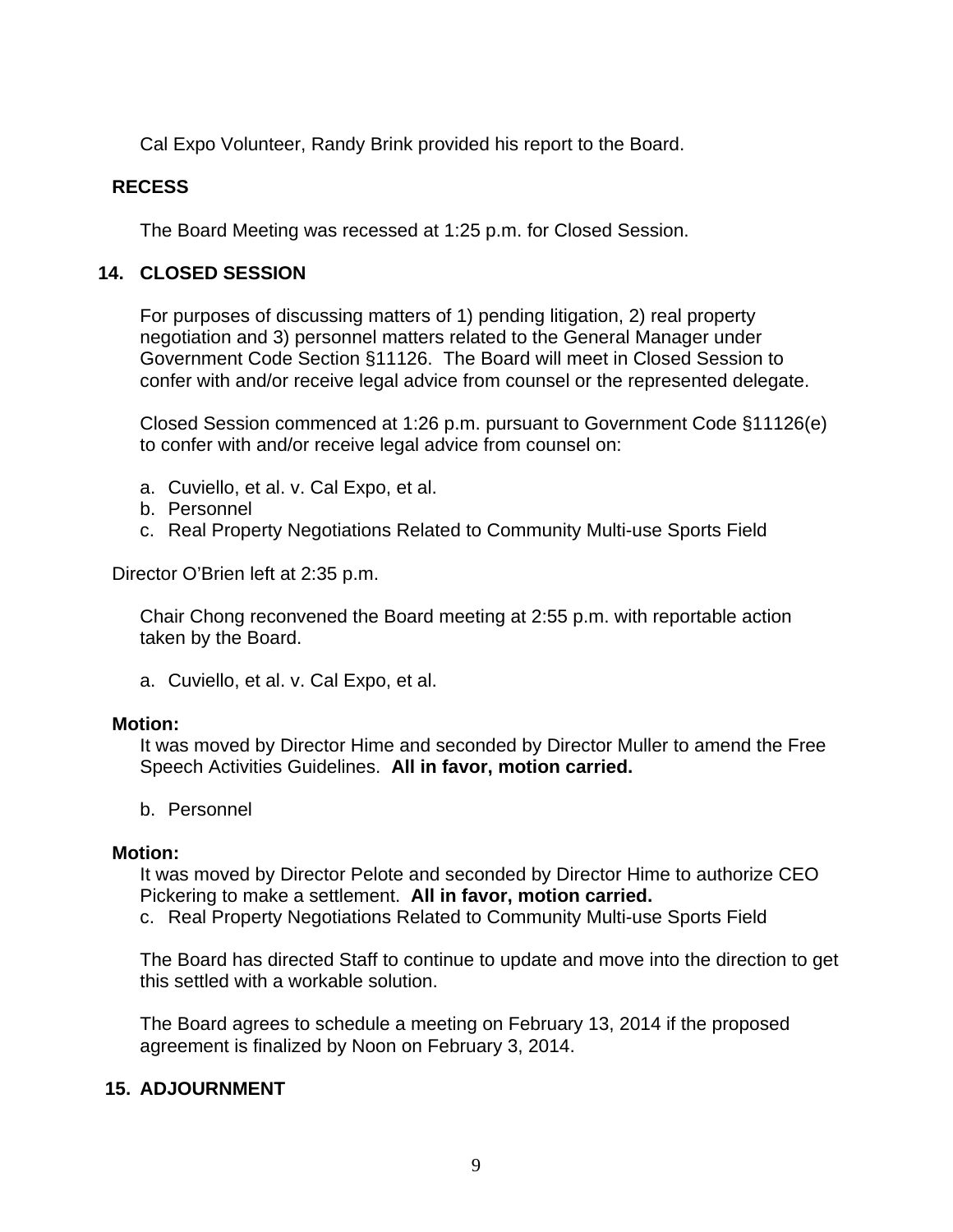Cal Expo Volunteer, Randy Brink provided his report to the Board.

**RECESS**

The Board Meeting was recessed at 1:25 p.m. for Closed Session.

## 14. CLOSED SESSION

For purposes of discussing matters of 1) pending litigation, 2) real property negotiation and 3) personnel matters related to the General Manager under Government Code Section §11126. The Board will meet in Closed Session to confer with and/or receive legal advice from counsel or the represented delegate.

Closed Session commenced at 1:26 p.m. pursuant to Government Code §11126(e) to confer with and/or receive legal advice from counsel on:

a. Cuviello, et al. v. Cal Expo, et al.
b. Personnel
c. Real Property Negotiations Related to Community Multi-use Sports Field

Director O'Brien left at 2:35 p.m.

Chair Chong reconvened the Board meeting at 2:55 p.m. with reportable action taken by the Board.

a. Cuviello, et al. v. Cal Expo, et al.

**Motion:**
It was moved by Director Hime and seconded by Director Muller to amend the Free Speech Activities Guidelines. **All in favor, motion carried.**

b. Personnel

**Motion:**
It was moved by Director Pelote and seconded by Director Hime to authorize CEO Pickering to make a settlement. **All in favor, motion carried.**

c. Real Property Negotiations Related to Community Multi-use Sports Field

The Board has directed Staff to continue to update and move into the direction to get this settled with a workable solution.

The Board agrees to schedule a meeting on February 13, 2014 if the proposed agreement is finalized by Noon on February 3, 2014.

## 15. ADJOURNMENT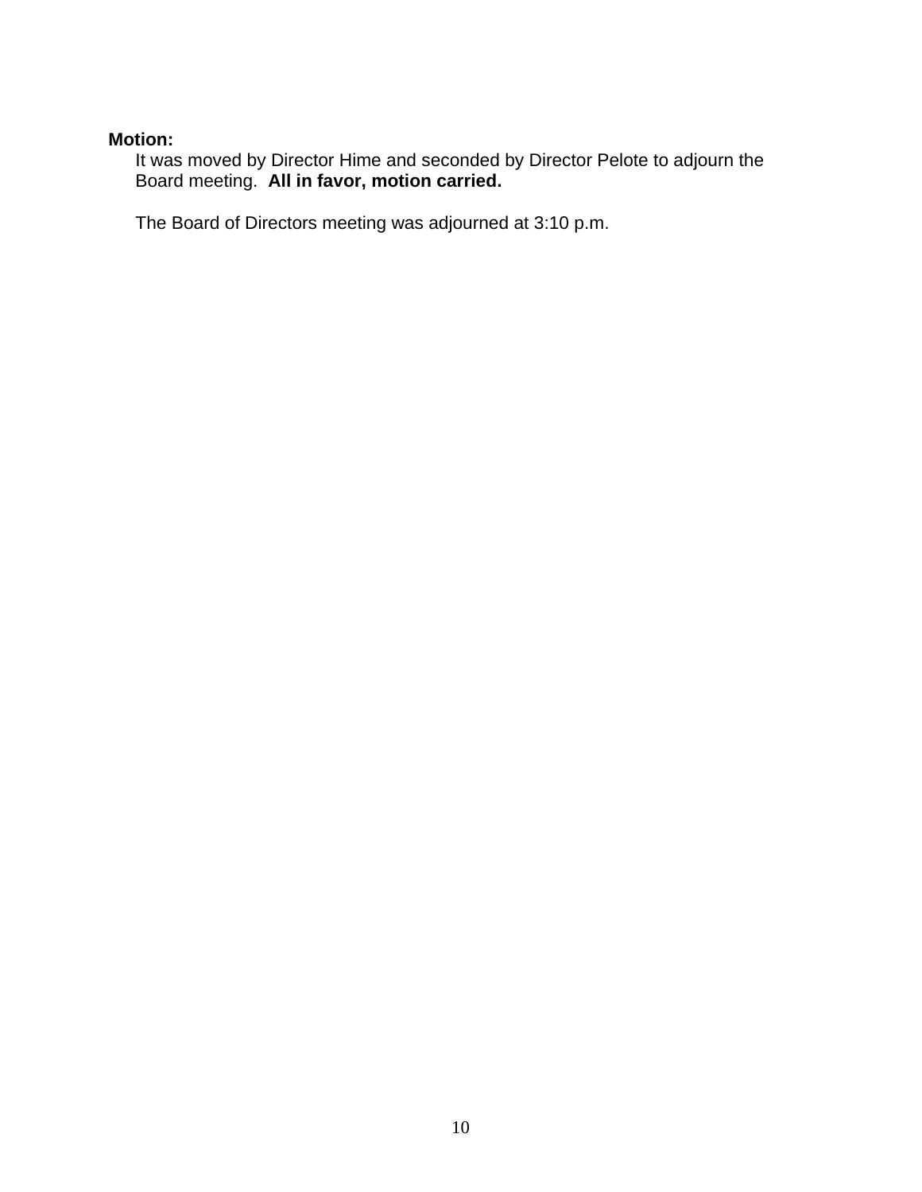**Motion:**

It was moved by Director Hime and seconded by Director Pelote to adjourn the Board meeting. **All in favor, motion carried.**

The Board of Directors meeting was adjourned at 3:10 p.m.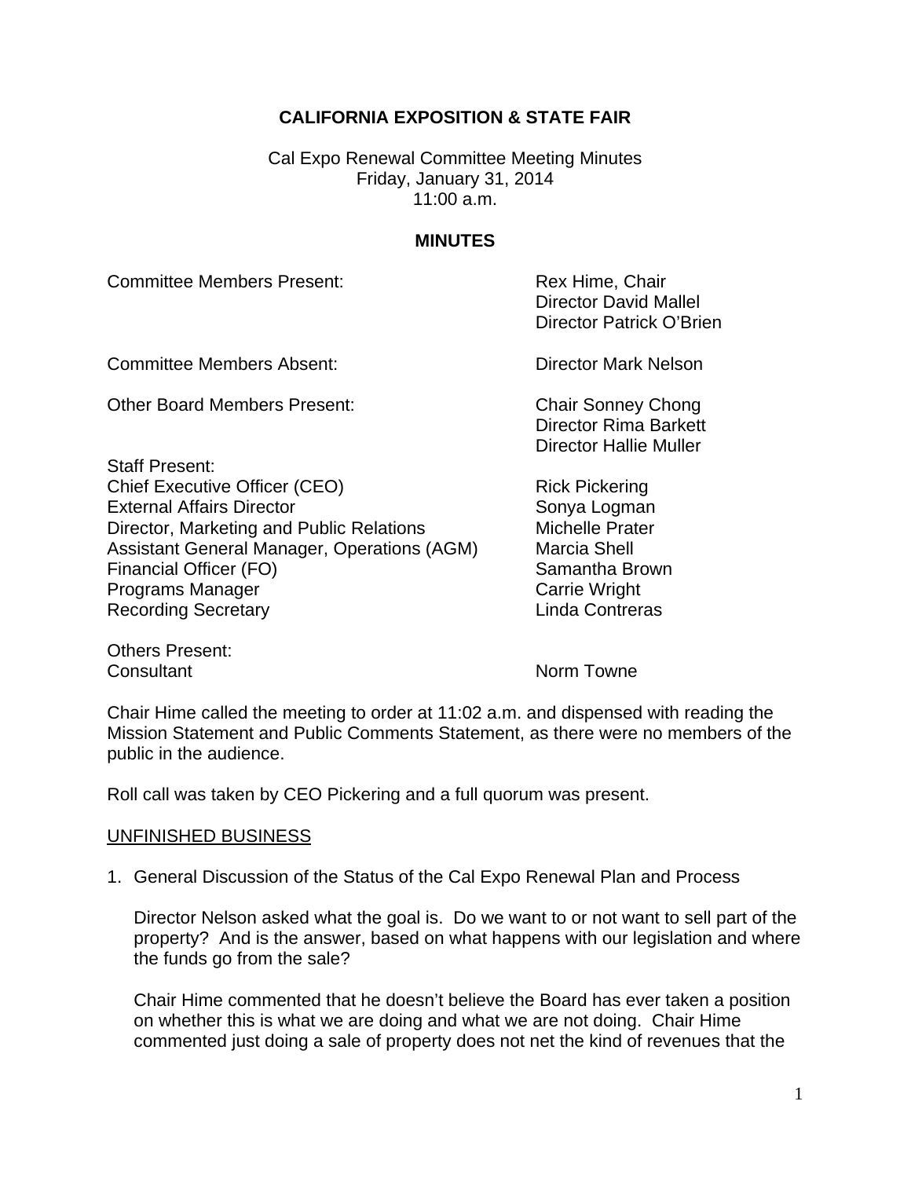**CALIFORNIA EXPOSITION & STATE FAIR**

Cal Expo Renewal Committee Meeting Minutes
Friday, January 31, 2014
11:00 a.m.

**MINUTES**

| | |
|---|---|
| Committee Members Present: | Rex Hime, Chair<br>Director David Mallel<br>Director Patrick O'Brien |
| Committee Members Absent: | Director Mark Nelson |
| Other Board Members Present: | Chair Sonney Chong<br>Director Rima Barkett<br>Director Hallie Muller |
| Staff Present: | |
| Chief Executive Officer (CEO) | Rick Pickering |
| External Affairs Director | Sonya Logman |
| Director, Marketing and Public Relations | Michelle Prater |
| Assistant General Manager, Operations (AGM) | Marcia Shell |
| Financial Officer (FO) | Samantha Brown |
| Programs Manager | Carrie Wright |
| Recording Secretary | Linda Contreras |
| Others Present: | |
| Consultant | Norm Towne |

Chair Hime called the meeting to order at 11:02 a.m. and dispensed with reading the Mission Statement and Public Comments Statement, as there were no members of the public in the audience.

Roll call was taken by CEO Pickering and a full quorum was present.

UNFINISHED BUSINESS

1. General Discussion of the Status of the Cal Expo Renewal Plan and Process

   Director Nelson asked what the goal is. Do we want to or not want to sell part of the property? And is the answer, based on what happens with our legislation and where the funds go from the sale?

   Chair Hime commented that he doesn't believe the Board has ever taken a position on whether this is what we are doing and what we are not doing. Chair Hime commented just doing a sale of property does not net the kind of revenues that the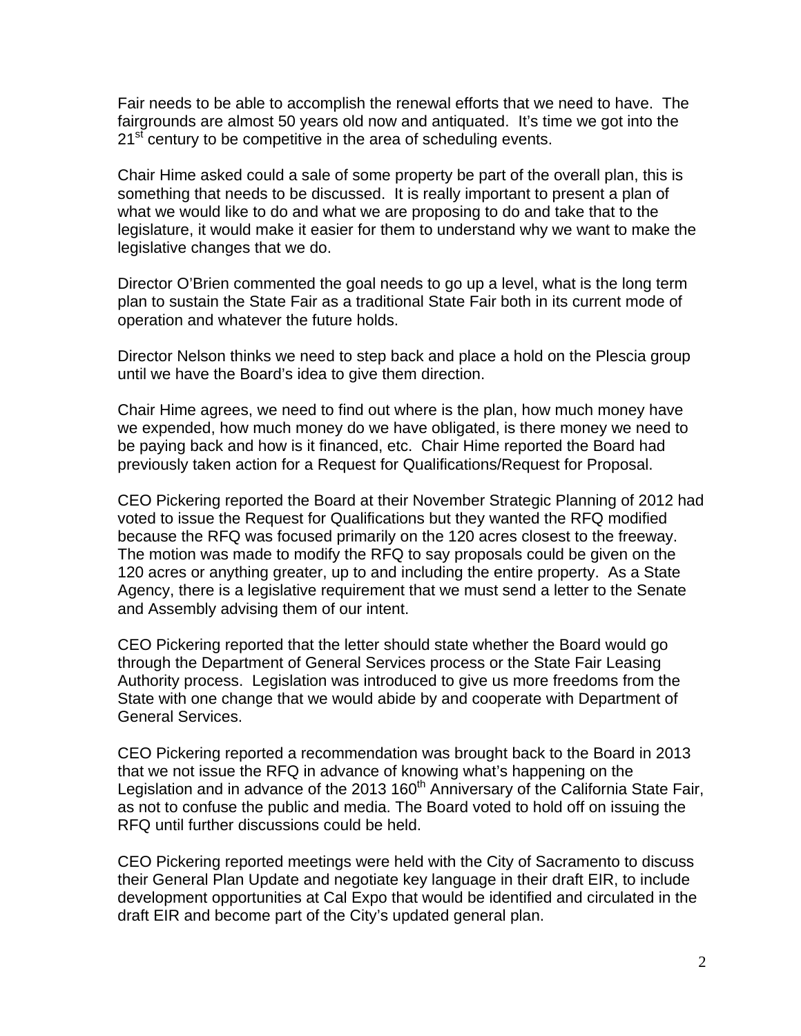Fair needs to be able to accomplish the renewal efforts that we need to have. The fairgrounds are almost 50 years old now and antiquated. It's time we got into the 21st century to be competitive in the area of scheduling events.

Chair Hime asked could a sale of some property be part of the overall plan, this is something that needs to be discussed. It is really important to present a plan of what we would like to do and what we are proposing to do and take that to the legislature, it would make it easier for them to understand why we want to make the legislative changes that we do.

Director O'Brien commented the goal needs to go up a level, what is the long term plan to sustain the State Fair as a traditional State Fair both in its current mode of operation and whatever the future holds.

Director Nelson thinks we need to step back and place a hold on the Plescia group until we have the Board's idea to give them direction.

Chair Hime agrees, we need to find out where is the plan, how much money have we expended, how much money do we have obligated, is there money we need to be paying back and how is it financed, etc. Chair Hime reported the Board had previously taken action for a Request for Qualifications/Request for Proposal.

CEO Pickering reported the Board at their November Strategic Planning of 2012 had voted to issue the Request for Qualifications but they wanted the RFQ modified because the RFQ was focused primarily on the 120 acres closest to the freeway. The motion was made to modify the RFQ to say proposals could be given on the 120 acres or anything greater, up to and including the entire property. As a State Agency, there is a legislative requirement that we must send a letter to the Senate and Assembly advising them of our intent.

CEO Pickering reported that the letter should state whether the Board would go through the Department of General Services process or the State Fair Leasing Authority process. Legislation was introduced to give us more freedoms from the State with one change that we would abide by and cooperate with Department of General Services.

CEO Pickering reported a recommendation was brought back to the Board in 2013 that we not issue the RFQ in advance of knowing what's happening on the Legislation and in advance of the 2013 160th Anniversary of the California State Fair, as not to confuse the public and media. The Board voted to hold off on issuing the RFQ until further discussions could be held.

CEO Pickering reported meetings were held with the City of Sacramento to discuss their General Plan Update and negotiate key language in their draft EIR, to include development opportunities at Cal Expo that would be identified and circulated in the draft EIR and become part of the City's updated general plan.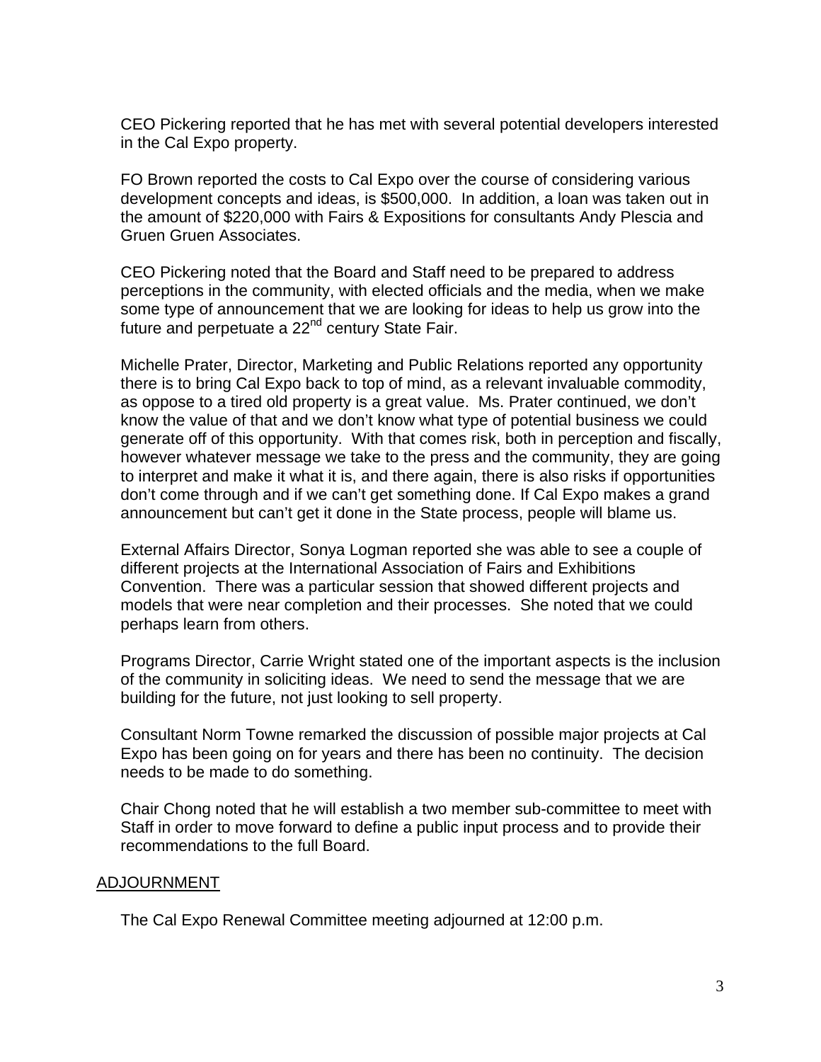CEO Pickering reported that he has met with several potential developers interested in the Cal Expo property.

FO Brown reported the costs to Cal Expo over the course of considering various development concepts and ideas, is $500,000. In addition, a loan was taken out in the amount of $220,000 with Fairs & Expositions for consultants Andy Plescia and Gruen Gruen Associates.

CEO Pickering noted that the Board and Staff need to be prepared to address perceptions in the community, with elected officials and the media, when we make some type of announcement that we are looking for ideas to help us grow into the future and perpetuate a 22nd century State Fair.

Michelle Prater, Director, Marketing and Public Relations reported any opportunity there is to bring Cal Expo back to top of mind, as a relevant invaluable commodity, as oppose to a tired old property is a great value. Ms. Prater continued, we don't know the value of that and we don't know what type of potential business we could generate off of this opportunity. With that comes risk, both in perception and fiscally, however whatever message we take to the press and the community, they are going to interpret and make it what it is, and there again, there is also risks if opportunities don't come through and if we can't get something done. If Cal Expo makes a grand announcement but can't get it done in the State process, people will blame us.

External Affairs Director, Sonya Logman reported she was able to see a couple of different projects at the International Association of Fairs and Exhibitions Convention. There was a particular session that showed different projects and models that were near completion and their processes. She noted that we could perhaps learn from others.

Programs Director, Carrie Wright stated one of the important aspects is the inclusion of the community in soliciting ideas. We need to send the message that we are building for the future, not just looking to sell property.

Consultant Norm Towne remarked the discussion of possible major projects at Cal Expo has been going on for years and there has been no continuity. The decision needs to be made to do something.

Chair Chong noted that he will establish a two member sub-committee to meet with Staff in order to move forward to define a public input process and to provide their recommendations to the full Board.

## ADJOURNMENT

The Cal Expo Renewal Committee meeting adjourned at 12:00 p.m.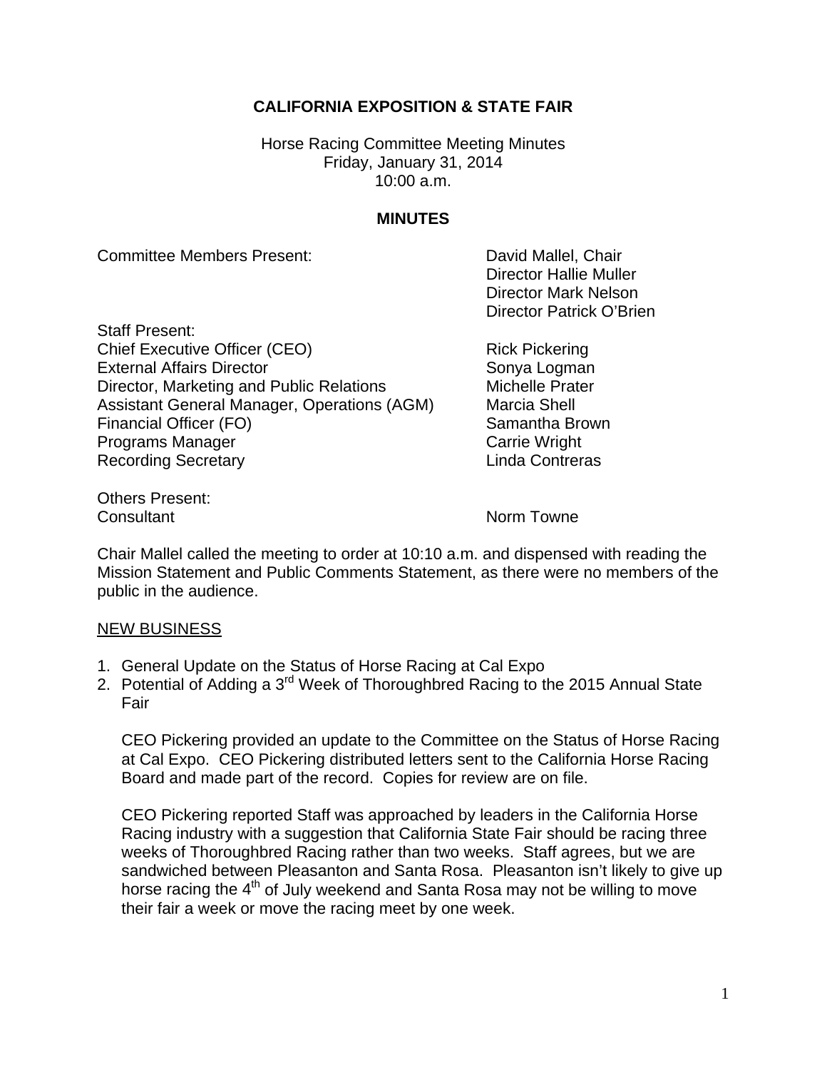**CALIFORNIA EXPOSITION & STATE FAIR**

Horse Racing Committee Meeting Minutes
Friday, January 31, 2014
10:00 a.m.

**MINUTES**

| | |
|---|---|
| Committee Members Present: | David Mallel, Chair |
| | Director Hallie Muller |
| | Director Mark Nelson |
| | Director Patrick O'Brien |
| Staff Present: | |
| Chief Executive Officer (CEO) | Rick Pickering |
| External Affairs Director | Sonya Logman |
| Director, Marketing and Public Relations | Michelle Prater |
| Assistant General Manager, Operations (AGM) | Marcia Shell |
| Financial Officer (FO) | Samantha Brown |
| Programs Manager | Carrie Wright |
| Recording Secretary | Linda Contreras |
| Others Present: | |
| Consultant | Norm Towne |

Chair Mallel called the meeting to order at 10:10 a.m. and dispensed with reading the Mission Statement and Public Comments Statement, as there were no members of the public in the audience.

NEW BUSINESS

1. General Update on the Status of Horse Racing at Cal Expo
2. Potential of Adding a 3rd Week of Thoroughbred Racing to the 2015 Annual State Fair

   CEO Pickering provided an update to the Committee on the Status of Horse Racing at Cal Expo. CEO Pickering distributed letters sent to the California Horse Racing Board and made part of the record. Copies for review are on file.

   CEO Pickering reported Staff was approached by leaders in the California Horse Racing industry with a suggestion that California State Fair should be racing three weeks of Thoroughbred Racing rather than two weeks. Staff agrees, but we are sandwiched between Pleasanton and Santa Rosa. Pleasanton isn't likely to give up horse racing the 4th of July weekend and Santa Rosa may not be willing to move their fair a week or move the racing meet by one week.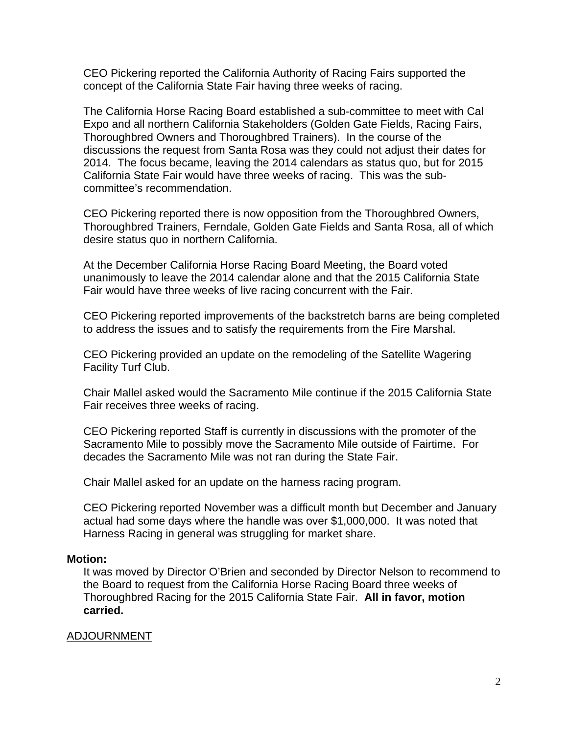CEO Pickering reported the California Authority of Racing Fairs supported the concept of the California State Fair having three weeks of racing.

The California Horse Racing Board established a sub-committee to meet with Cal Expo and all northern California Stakeholders (Golden Gate Fields, Racing Fairs, Thoroughbred Owners and Thoroughbred Trainers). In the course of the discussions the request from Santa Rosa was they could not adjust their dates for 2014. The focus became, leaving the 2014 calendars as status quo, but for 2015 California State Fair would have three weeks of racing. This was the sub-committee's recommendation.

CEO Pickering reported there is now opposition from the Thoroughbred Owners, Thoroughbred Trainers, Ferndale, Golden Gate Fields and Santa Rosa, all of which desire status quo in northern California.

At the December California Horse Racing Board Meeting, the Board voted unanimously to leave the 2014 calendar alone and that the 2015 California State Fair would have three weeks of live racing concurrent with the Fair.

CEO Pickering reported improvements of the backstretch barns are being completed to address the issues and to satisfy the requirements from the Fire Marshal.

CEO Pickering provided an update on the remodeling of the Satellite Wagering Facility Turf Club.

Chair Mallel asked would the Sacramento Mile continue if the 2015 California State Fair receives three weeks of racing.

CEO Pickering reported Staff is currently in discussions with the promoter of the Sacramento Mile to possibly move the Sacramento Mile outside of Fairtime. For decades the Sacramento Mile was not ran during the State Fair.

Chair Mallel asked for an update on the harness racing program.

CEO Pickering reported November was a difficult month but December and January actual had some days where the handle was over $1,000,000. It was noted that Harness Racing in general was struggling for market share.

**Motion:**

It was moved by Director O'Brien and seconded by Director Nelson to recommend to the Board to request from the California Horse Racing Board three weeks of Thoroughbred Racing for the 2015 California State Fair. **All in favor, motion carried.**

ADJOURNMENT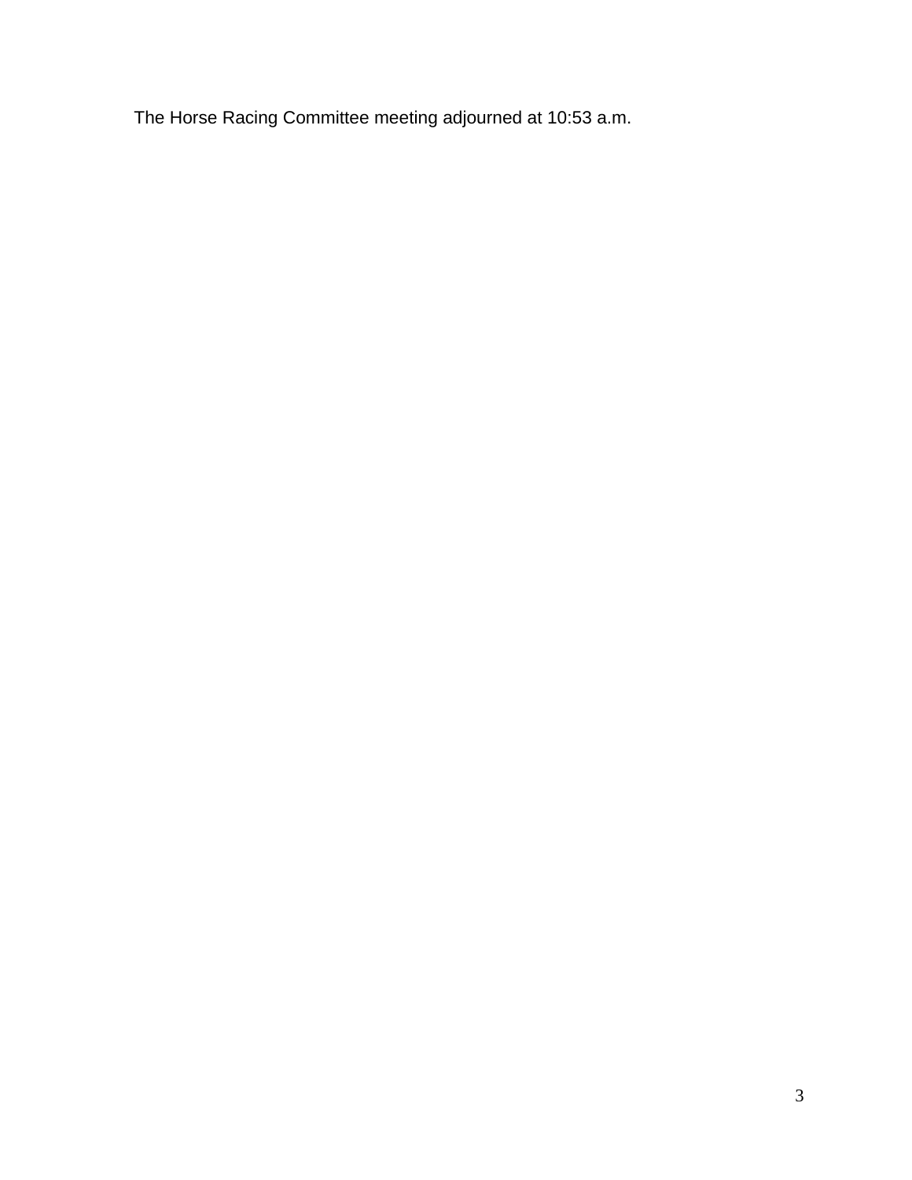The Horse Racing Committee meeting adjourned at 10:53 a.m.